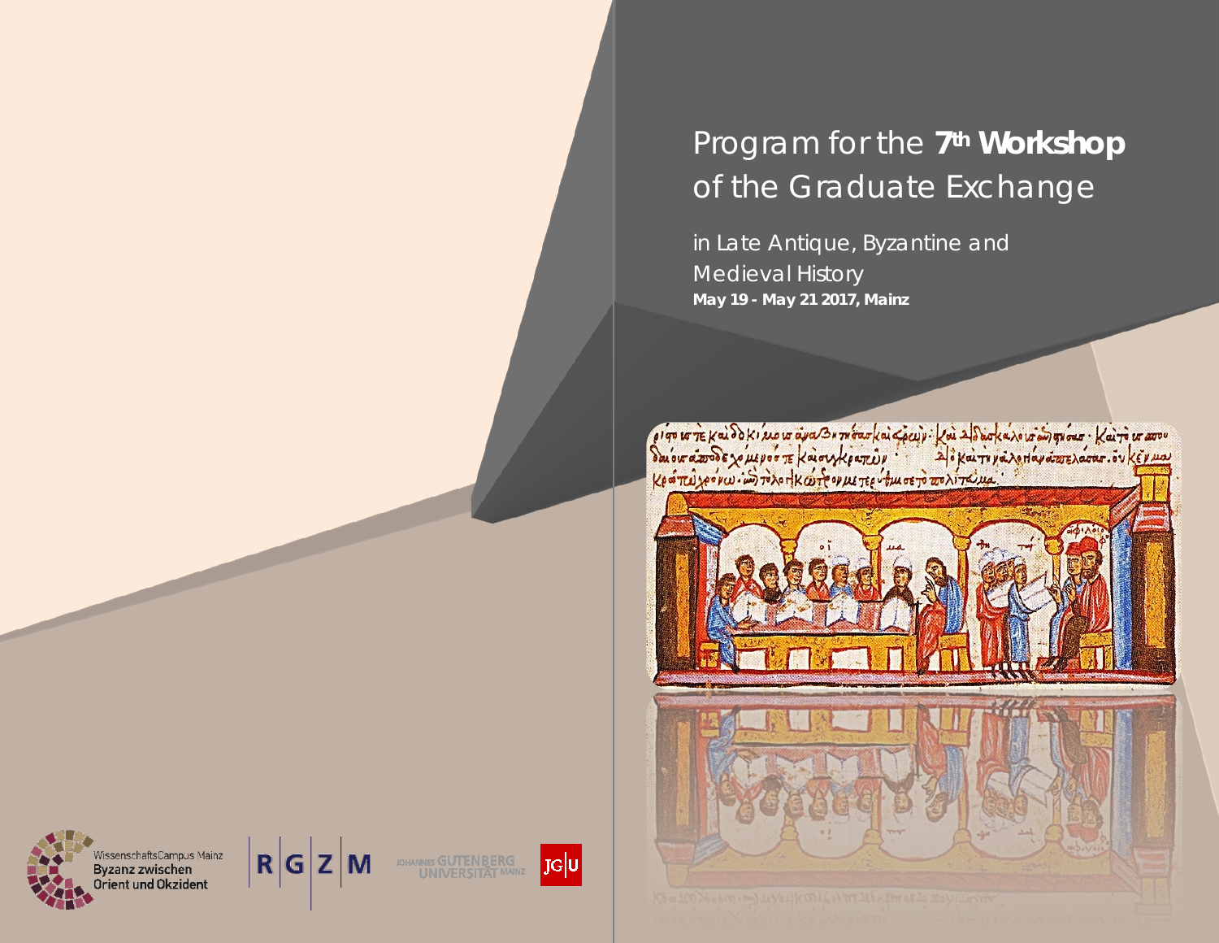# Program for the **7th Workshop** of the Graduate Exchange

in Late Antique, Byzantine and Medieval History

**May 19 - May 21 2017, Mainz**

WissenschaftsCampus Mainz
Byzanz zwischen Orient und Okzident

RGZM

JOHANNES GUTENBERG UNIVERSITÄT MAINZ

JGU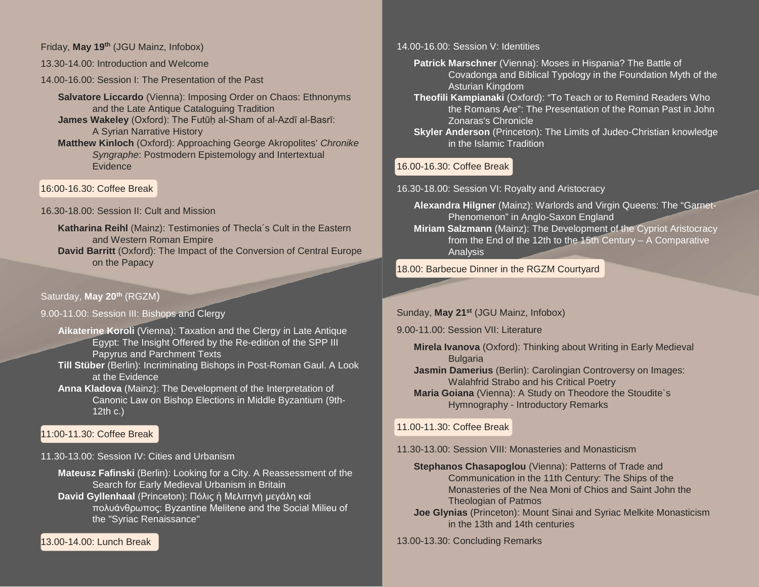Friday, **May 19th** (JGU Mainz, Infobox)

13.30-14.00: Introduction and Welcome

14.00-16.00: Session I: The Presentation of the Past

**Salvatore Liccardo** (Vienna): Imposing Order on Chaos: Ethnonyms and the Late Antique Cataloguing Tradition
**James Wakeley** (Oxford): The Futūḥ al-Sham of al-Azdī al-Basrī: A Syrian Narrative History
**Matthew Kinloch** (Oxford): Approaching George Akropolites' *Chronike Syngraphe*: Postmodern Epistemology and Intertextual Evidence

16:00-16.30: Coffee Break

16.30-18.00: Session II: Cult and Mission

**Katharina Reihl** (Mainz): Testimonies of Thecla´s Cult in the Eastern and Western Roman Empire
**David Barritt** (Oxford): The Impact of the Conversion of Central Europe on the Papacy

Saturday, **May 20th** (RGZM)

9.00-11.00: Session III: Bishops and Clergy

**Aikaterine Koroli** (Vienna): Taxation and the Clergy in Late Antique Egypt: The Insight Offered by the Re-edition of the SPP III Papyrus and Parchment Texts
**Till Stüber** (Berlin): Incriminating Bishops in Post-Roman Gaul. A Look at the Evidence
**Anna Kladova** (Mainz): The Development of the Interpretation of Canonic Law on Bishop Elections in Middle Byzantium (9th-12th c.)

11:00-11.30: Coffee Break

11.30-13.00: Session IV: Cities and Urbanism

**Mateusz Fafinski** (Berlin): Looking for a City. A Reassessment of the Search for Early Medieval Urbanism in Britain
**David Gyllenhaal** (Princeton): Πόλις ἡ Μελιτηνὴ μεγάλη καὶ πολυάνθρωπος: Byzantine Melitene and the Social Milieu of the "Syriac Renaissance"

13.00-14.00: Lunch Break

14.00-16.00: Session V: Identities

**Patrick Marschner** (Vienna): Moses in Hispania? The Battle of Covadonga and Biblical Typology in the Foundation Myth of the Asturian Kingdom
**Theofili Kampianaki** (Oxford): "To Teach or to Remind Readers Who the Romans Are": The Presentation of the Roman Past in John Zonaras's Chronicle
**Skyler Anderson** (Princeton): The Limits of Judeo-Christian knowledge in the Islamic Tradition

16.00-16.30: Coffee Break

16.30-18.00: Session VI: Royalty and Aristocracy

**Alexandra Hilgner** (Mainz): Warlords and Virgin Queens: The "Garnet-Phenomenon" in Anglo-Saxon England
**Miriam Salzmann** (Mainz): The Development of the Cypriot Aristocracy from the End of the 12th to the 15th Century – A Comparative Analysis

18.00: Barbecue Dinner in the RGZM Courtyard

Sunday, **May 21st** (JGU Mainz, Infobox)

9.00-11.00: Session VII: Literature

**Mirela Ivanova** (Oxford): Thinking about Writing in Early Medieval Bulgaria
**Jasmin Damerius** (Berlin): Carolingian Controversy on Images: Walahfrid Strabo and his Critical Poetry
**Maria Goiana** (Vienna): A Study on Theodore the Stoudite`s Hymnography - Introductory Remarks

11.00-11.30: Coffee Break

11.30-13.00: Session VIII: Monasteries and Monasticism

**Stephanos Chasapoglou** (Vienna): Patterns of Trade and Communication in the 11th Century: The Ships of the Monasteries of the Nea Moni of Chios and Saint John the Theologian of Patmos
**Joe Glynias** (Princeton): Mount Sinai and Syriac Melkite Monasticism in the 13th and 14th centuries

13.00-13.30: Concluding Remarks